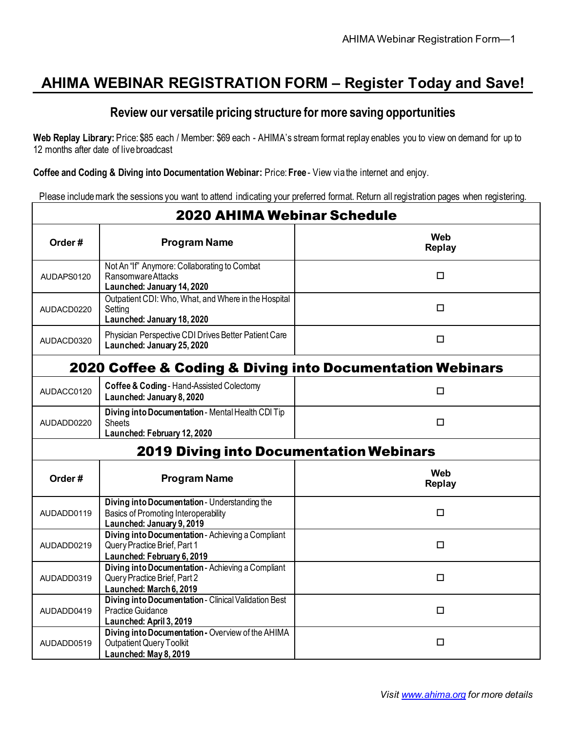# AHIMA WEBINAR REGISTRATION FORM – Register Today and Save!

## Review our versatile pricing structure for more saving opportunities

**Web Replay Library:** Price: $85 each / Member: $69 each - AHIMA's stream format replay enables you to view on demand for up to 12 months after date of live broadcast

**Coffee and Coding & Diving into Documentation Webinar:** Price: **Free** - View via the internet and enjoy.

Please include mark the sessions you want to attend indicating your preferred format. Return all registration pages when registering.

| **2020 AHIMA Webinar Schedule** | | |
|---|---|---|
| **Order #** | **Program Name** | **Web Replay** |
| AUDAPS0120 | Not An "If" Anymore: Collaborating to Combat Ransomware Attacks **Launched: January 14, 2020** | ☐ |
| AUDACD0220 | Outpatient CDI: Who, What, and Where in the Hospital Setting **Launched: January 18, 2020** | ☐ |
| AUDACD0320 | Physician Perspective CDI Drives Better Patient Care **Launched: January 25, 2020** | ☐ |
| **2020 Coffee & Coding & Diving into Documentation Webinars** | | |
| AUDACC0120 | **Coffee & Coding** - Hand-Assisted Colectomy **Launched: January 8, 2020** | ☐ |
| AUDADD0220 | **Diving into Documentation** - Mental Health CDI Tip Sheets **Launched: February 12, 2020** | ☐ |
| **2019 Diving into Documentation Webinars** | | |
| **Order #** | **Program Name** | **Web Replay** |
| AUDADD0119 | **Diving into Documentation** - Understanding the Basics of Promoting Interoperability **Launched: January 9, 2019** | ☐ |
| AUDADD0219 | **Diving into Documentation** - Achieving a Compliant Query Practice Brief, Part 1 **Launched: February 6, 2019** | ☐ |
| AUDADD0319 | **Diving into Documentation** - Achieving a Compliant Query Practice Brief, Part 2 **Launched: March 6, 2019** | ☐ |
| AUDADD0419 | **Diving into Documentation** - Clinical Validation Best Practice Guidance **Launched: April 3, 2019** | ☐ |
| AUDADD0519 | **Diving into Documentation -** Overview of the AHIMA Outpatient Query Toolkit **Launched: May 8, 2019** | ☐ |

*Visit [www.ahima.org](http://www.ahima.org) for more details*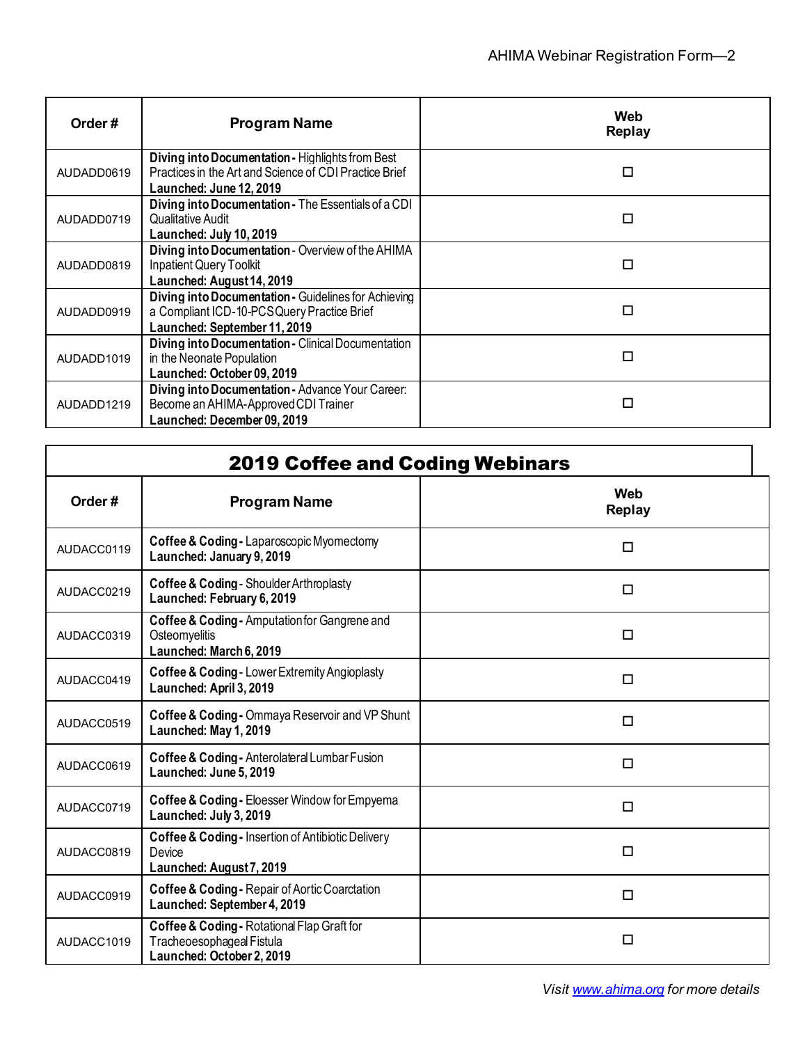| Order # | Program Name | Web Replay |
|---|---|---|
| AUDADD0619 | **Diving into Documentation -** Highlights from Best Practices in the Art and Science of CDI Practice Brief **Launched: June 12, 2019** | ☐ |
| AUDADD0719 | **Diving into Documentation -** The Essentials of a CDI Qualitative Audit **Launched: July 10, 2019** | ☐ |
| AUDADD0819 | **Diving into Documentation** - Overview of the AHIMA Inpatient Query Toolkit **Launched: August 14, 2019** | ☐ |
| AUDADD0919 | **Diving into Documentation -** Guidelines for Achieving a Compliant ICD-10-PCS Query Practice Brief **Launched: September 11, 2019** | ☐ |
| AUDADD1019 | **Diving into Documentation -** Clinical Documentation in the Neonate Population **Launched: October 09, 2019** | ☐ |
| AUDADD1219 | **Diving into Documentation -** Advance Your Career: Become an AHIMA-Approved CDI Trainer **Launched: December 09, 2019** | ☐ |

## 2019 Coffee and Coding Webinars

| Order # | Program Name | Web Replay |
|---|---|---|
| AUDACC0119 | **Coffee & Coding -** Laparoscopic Myomectomy **Launched: January 9, 2019** | ☐ |
| AUDACC0219 | **Coffee & Coding** - Shoulder Arthroplasty **Launched: February 6, 2019** | ☐ |
| AUDACC0319 | **Coffee & Coding -** Amputation for Gangrene and Osteomyelitis **Launched: March 6, 2019** | ☐ |
| AUDACC0419 | **Coffee & Coding** - Lower Extremity Angioplasty **Launched: April 3, 2019** | ☐ |
| AUDACC0519 | **Coffee & Coding -** Ommaya Reservoir and VP Shunt **Launched: May 1, 2019** | ☐ |
| AUDACC0619 | **Coffee & Coding -** Anterolateral Lumbar Fusion **Launched: June 5, 2019** | ☐ |
| AUDACC0719 | **Coffee & Coding -** Eloesser Window for Empyema **Launched: July 3, 2019** | ☐ |
| AUDACC0819 | **Coffee & Coding -** Insertion of Antibiotic Delivery Device **Launched: August 7, 2019** | ☐ |
| AUDACC0919 | **Coffee & Coding -** Repair of Aortic Coarctation **Launched: September 4, 2019** | ☐ |
| AUDACC1019 | **Coffee & Coding -** Rotational Flap Graft for Tracheoesophageal Fistula **Launched: October 2, 2019** | ☐ |

*Visit [www.ahima.org](http://www.ahima.org) for more details*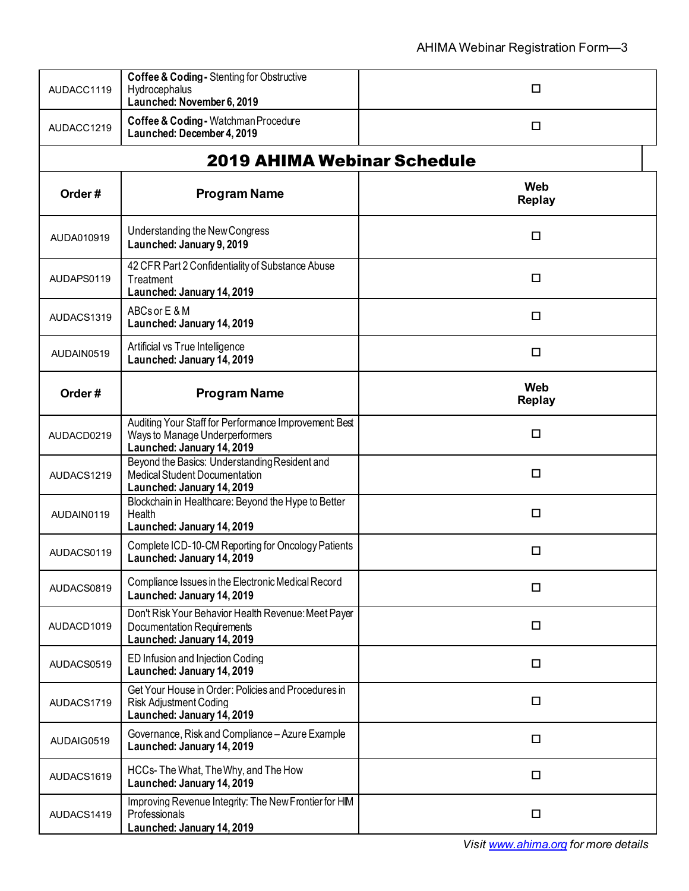| | | |
|---|---|---|
| AUDACC1119 | **Coffee & Coding -** Stenting for Obstructive Hydrocephalus **Launched: November 6, 2019** | ☐ |
| AUDACC1219 | **Coffee & Coding -** Watchman Procedure **Launched: December 4, 2019** | ☐ |

## 2019 AHIMA Webinar Schedule

| Order # | Program Name | Web Replay |
|---|---|---|
| AUDA010919 | Understanding the New Congress **Launched: January 9, 2019** | ☐ |
| AUDAPS0119 | 42 CFR Part 2 Confidentiality of Substance Abuse Treatment **Launched: January 14, 2019** | ☐ |
| AUDACS1319 | ABCs or E & M **Launched: January 14, 2019** | ☐ |
| AUDAIN0519 | Artificial vs True Intelligence **Launched: January 14, 2019** | ☐ |
| **Order #** | **Program Name** | **Web Replay** |
| AUDACD0219 | Auditing Your Staff for Performance Improvement: Best Ways to Manage Underperformers **Launched: January 14, 2019** | ☐ |
| AUDACS1219 | Beyond the Basics: Understanding Resident and Medical Student Documentation **Launched: January 14, 2019** | ☐ |
| AUDAIN0119 | Blockchain in Healthcare: Beyond the Hype to Better Health **Launched: January 14, 2019** | ☐ |
| AUDACS0119 | Complete ICD-10-CM Reporting for Oncology Patients **Launched: January 14, 2019** | ☐ |
| AUDACS0819 | Compliance Issues in the Electronic Medical Record **Launched: January 14, 2019** | ☐ |
| AUDACD1019 | Don't Risk Your Behavior Health Revenue: Meet Payer Documentation Requirements **Launched: January 14, 2019** | ☐ |
| AUDACS0519 | ED Infusion and Injection Coding **Launched: January 14, 2019** | ☐ |
| AUDACS1719 | Get Your House in Order: Policies and Procedures in Risk Adjustment Coding **Launched: January 14, 2019** | ☐ |
| AUDAIG0519 | Governance, Risk and Compliance – Azure Example **Launched: January 14, 2019** | ☐ |
| AUDACS1619 | HCCs- The What, The Why, and The How **Launched: January 14, 2019** | ☐ |
| AUDACS1419 | Improving Revenue Integrity: The New Frontier for HIM Professionals **Launched: January 14, 2019** | ☐ |

*Visit [www.ahima.org](http://www.ahima.org) for more details*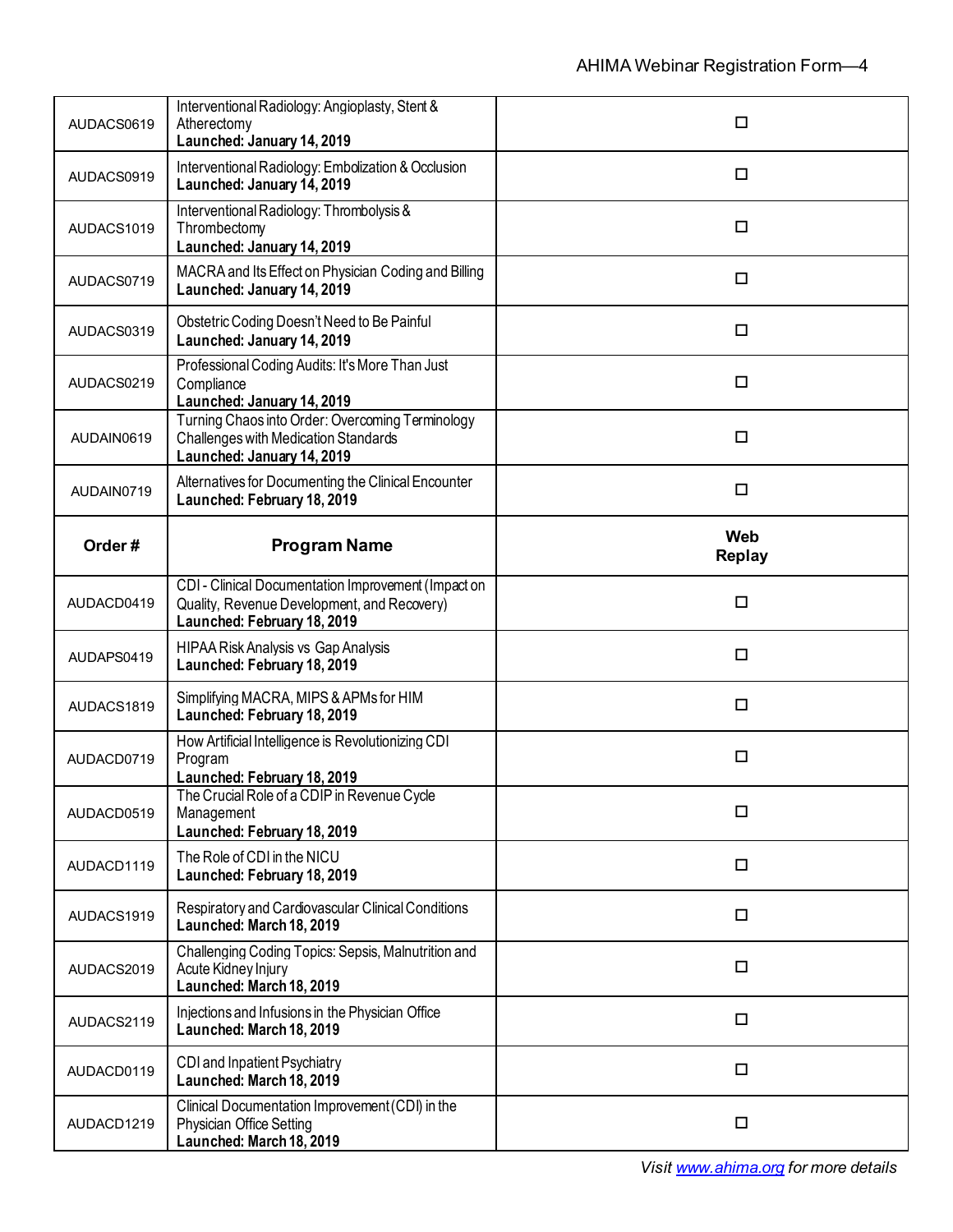| Order # | Program Name | Web Replay |
| --- | --- | --- |
| AUDACS0619 | Interventional Radiology: Angioplasty, Stent & Atherectomy **Launched: January 14, 2019** | ☐ |
| AUDACS0919 | Interventional Radiology: Embolization & Occlusion **Launched: January 14, 2019** | ☐ |
| AUDACS1019 | Interventional Radiology: Thrombolysis & Thrombectomy **Launched: January 14, 2019** | ☐ |
| AUDACS0719 | MACRA and Its Effect on Physician Coding and Billing **Launched: January 14, 2019** | ☐ |
| AUDACS0319 | Obstetric Coding Doesn't Need to Be Painful **Launched: January 14, 2019** | ☐ |
| AUDACS0219 | Professional Coding Audits: It's More Than Just Compliance **Launched: January 14, 2019** | ☐ |
| AUDAIN0619 | Turning Chaos into Order: Overcoming Terminology Challenges with Medication Standards **Launched: January 14, 2019** | ☐ |
| AUDAIN0719 | Alternatives for Documenting the Clinical Encounter **Launched: February 18, 2019** | ☐ |

| Order # | Program Name | Web Replay |
| --- | --- | --- |
| AUDACD0419 | CDI - Clinical Documentation Improvement (Impact on Quality, Revenue Development, and Recovery) **Launched: February 18, 2019** | ☐ |
| AUDAPS0419 | HIPAA Risk Analysis vs Gap Analysis **Launched: February 18, 2019** | ☐ |
| AUDACS1819 | Simplifying MACRA, MIPS & APMs for HIM **Launched: February 18, 2019** | ☐ |
| AUDACD0719 | How Artificial Intelligence is Revolutionizing CDI Program **Launched: February 18, 2019** | ☐ |
| AUDACD0519 | The Crucial Role of a CDIP in Revenue Cycle Management **Launched: February 18, 2019** | ☐ |
| AUDACD1119 | The Role of CDI in the NICU **Launched: February 18, 2019** | ☐ |
| AUDACS1919 | Respiratory and Cardiovascular Clinical Conditions **Launched: March 18, 2019** | ☐ |
| AUDACS2019 | Challenging Coding Topics: Sepsis, Malnutrition and Acute Kidney Injury **Launched: March 18, 2019** | ☐ |
| AUDACS2119 | Injections and Infusions in the Physician Office **Launched: March 18, 2019** | ☐ |
| AUDACD0119 | CDI and Inpatient Psychiatry **Launched: March 18, 2019** | ☐ |
| AUDACD1219 | Clinical Documentation Improvement (CDI) in the Physician Office Setting **Launched: March 18, 2019** | ☐ |

*Visit [www.ahima.org](http://www.ahima.org) for more details*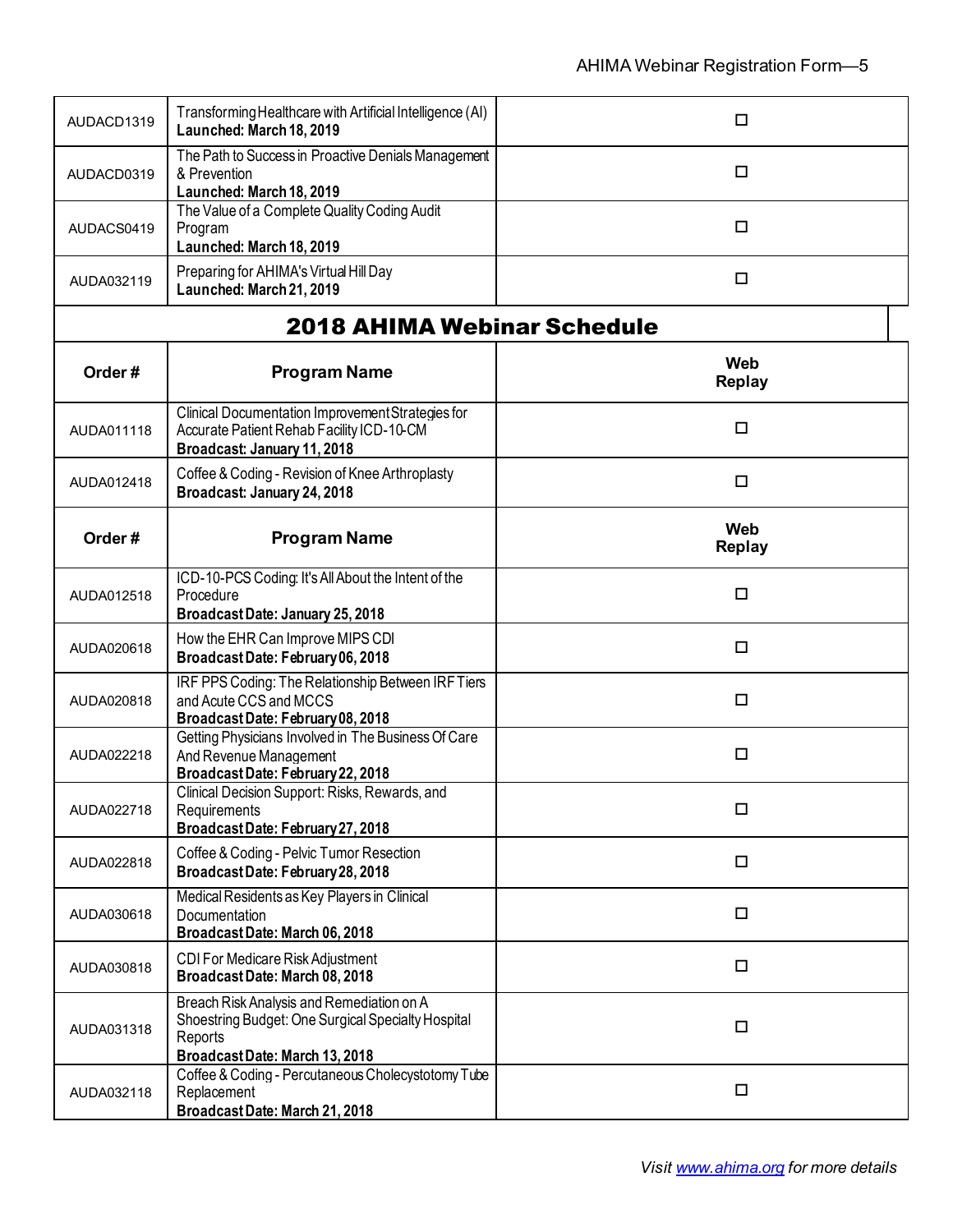| | | |
|---|---|---|
| AUDACD1319 | Transforming Healthcare with Artificial Intelligence (AI)<br>**Launched: March 18, 2019** | ☐ |
| AUDACD0319 | The Path to Success in Proactive Denials Management & Prevention<br>**Launched: March 18, 2019** | ☐ |
| AUDACS0419 | The Value of a Complete Quality Coding Audit Program<br>**Launched: March 18, 2019** | ☐ |
| AUDA032119 | Preparing for AHIMA's Virtual Hill Day<br>**Launched: March 21, 2019** | ☐ |

## 2018 AHIMA Webinar Schedule

| Order # | Program Name | Web Replay |
|---|---|---|
| AUDA011118 | Clinical Documentation Improvement Strategies for Accurate Patient Rehab Facility ICD-10-CM<br>**Broadcast: January 11, 2018** | ☐ |
| AUDA012418 | Coffee & Coding - Revision of Knee Arthroplasty<br>**Broadcast: January 24, 2018** | ☐ |

| Order # | Program Name | Web Replay |
|---|---|---|
| AUDA012518 | ICD-10-PCS Coding: It's All About the Intent of the Procedure<br>**Broadcast Date: January 25, 2018** | ☐ |
| AUDA020618 | How the EHR Can Improve MIPS CDI<br>**Broadcast Date: February 06, 2018** | ☐ |
| AUDA020818 | IRF PPS Coding: The Relationship Between IRF Tiers and Acute CCS and MCCS<br>**Broadcast Date: February 08, 2018** | ☐ |
| AUDA022218 | Getting Physicians Involved in The Business Of Care And Revenue Management<br>**Broadcast Date: February 22, 2018** | ☐ |
| AUDA022718 | Clinical Decision Support: Risks, Rewards, and Requirements<br>**Broadcast Date: February 27, 2018** | ☐ |
| AUDA022818 | Coffee & Coding - Pelvic Tumor Resection<br>**Broadcast Date: February 28, 2018** | ☐ |
| AUDA030618 | Medical Residents as Key Players in Clinical Documentation<br>**Broadcast Date: March 06, 2018** | ☐ |
| AUDA030818 | CDI For Medicare Risk Adjustment<br>**Broadcast Date: March 08, 2018** | ☐ |
| AUDA031318 | Breach Risk Analysis and Remediation on A Shoestring Budget: One Surgical Specialty Hospital Reports<br>**Broadcast Date: March 13, 2018** | ☐ |
| AUDA032118 | Coffee & Coding - Percutaneous Cholecystotomy Tube Replacement<br>**Broadcast Date: March 21, 2018** | ☐ |

*Visit [www.ahima.org](http://www.ahima.org) for more details*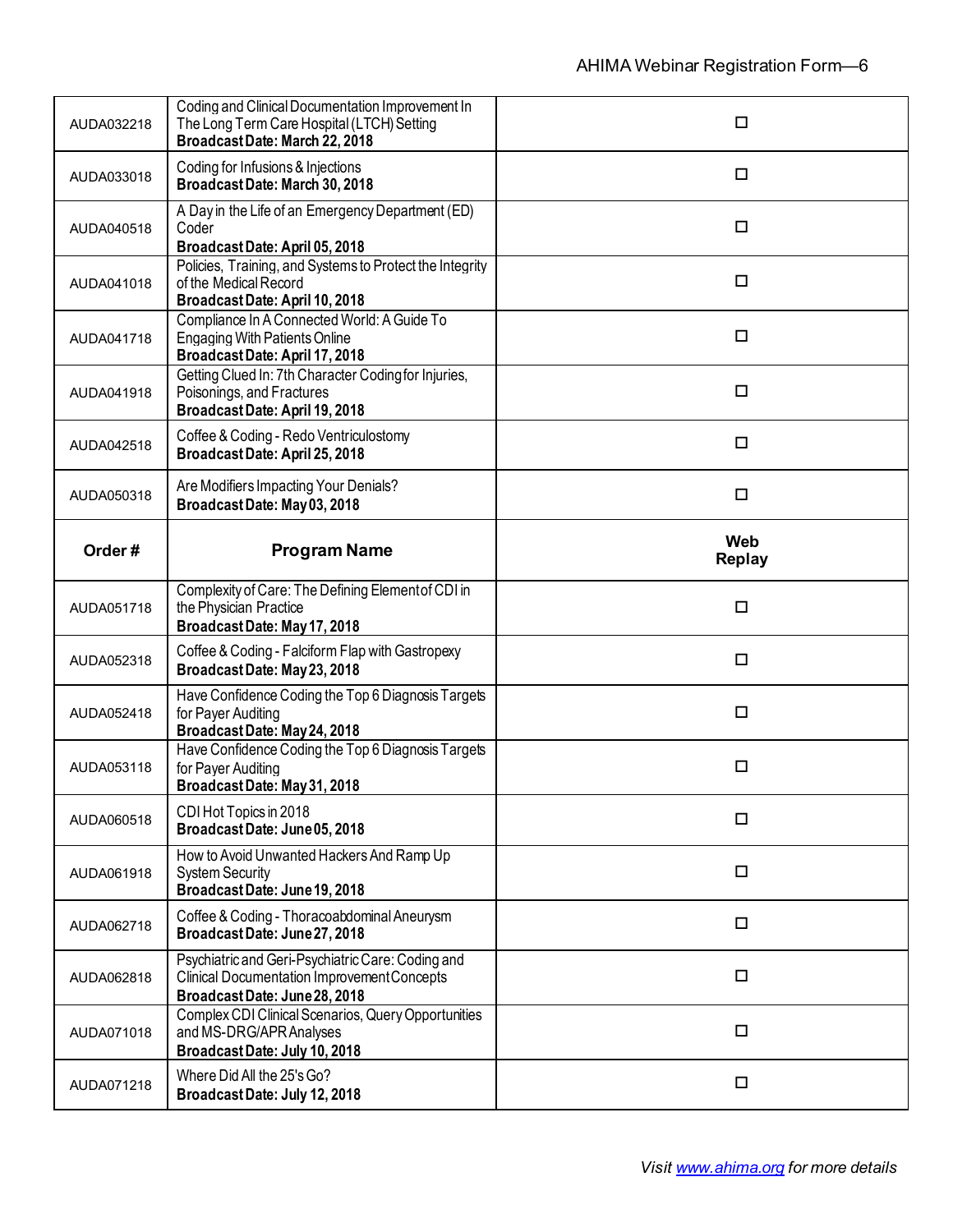| Order # | Program Name | Web Replay |
| --- | --- | --- |
| AUDA032218 | Coding and Clinical Documentation Improvement In The Long Term Care Hospital (LTCH) Setting **Broadcast Date: March 22, 2018** | ☐ |
| AUDA033018 | Coding for Infusions & Injections **Broadcast Date: March 30, 2018** | ☐ |
| AUDA040518 | A Day in the Life of an Emergency Department (ED) Coder **Broadcast Date: April 05, 2018** | ☐ |
| AUDA041018 | Policies, Training, and Systems to Protect the Integrity of the Medical Record **Broadcast Date: April 10, 2018** | ☐ |
| AUDA041718 | Compliance In A Connected World: A Guide To Engaging With Patients Online **Broadcast Date: April 17, 2018** | ☐ |
| AUDA041918 | Getting Clued In: 7th Character Coding for Injuries, Poisonings, and Fractures **Broadcast Date: April 19, 2018** | ☐ |
| AUDA042518 | Coffee & Coding - Redo Ventriculostomy **Broadcast Date: April 25, 2018** | ☐ |
| AUDA050318 | Are Modifiers Impacting Your Denials? **Broadcast Date: May 03, 2018** | ☐ |
| **Order #** | **Program Name** | **Web Replay** |
| AUDA051718 | Complexity of Care: The Defining Element of CDI in the Physician Practice **Broadcast Date: May 17, 2018** | ☐ |
| AUDA052318 | Coffee & Coding - Falciform Flap with Gastropexy **Broadcast Date: May 23, 2018** | ☐ |
| AUDA052418 | Have Confidence Coding the Top 6 Diagnosis Targets for Payer Auditing **Broadcast Date: May 24, 2018** | ☐ |
| AUDA053118 | Have Confidence Coding the Top 6 Diagnosis Targets for Payer Auditing **Broadcast Date: May 31, 2018** | ☐ |
| AUDA060518 | CDI Hot Topics in 2018 **Broadcast Date: June 05, 2018** | ☐ |
| AUDA061918 | How to Avoid Unwanted Hackers And Ramp Up System Security **Broadcast Date: June 19, 2018** | ☐ |
| AUDA062718 | Coffee & Coding - Thoracoabdominal Aneurysm **Broadcast Date: June 27, 2018** | ☐ |
| AUDA062818 | Psychiatric and Geri-Psychiatric Care: Coding and Clinical Documentation Improvement Concepts **Broadcast Date: June 28, 2018** | ☐ |
| AUDA071018 | Complex CDI Clinical Scenarios, Query Opportunities and MS-DRG/APR Analyses **Broadcast Date: July 10, 2018** | ☐ |
| AUDA071218 | Where Did All the 25's Go? **Broadcast Date: July 12, 2018** | ☐ |

*Visit [www.ahima.org](http://www.ahima.org) for more details*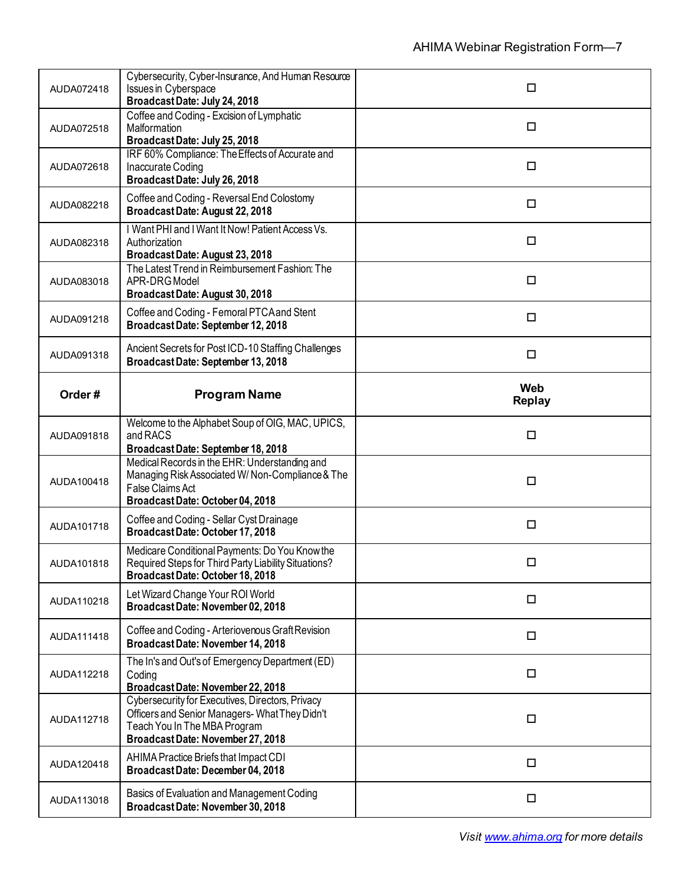| Order # | Program Name | Web Replay |
|---|---|---|
| AUDA072418 | Cybersecurity, Cyber-Insurance, And Human Resource Issues in Cyberspace **Broadcast Date: July 24, 2018** | ☐ |
| AUDA072518 | Coffee and Coding - Excision of Lymphatic Malformation **Broadcast Date: July 25, 2018** | ☐ |
| AUDA072618 | IRF 60% Compliance: The Effects of Accurate and Inaccurate Coding **Broadcast Date: July 26, 2018** | ☐ |
| AUDA082218 | Coffee and Coding - Reversal End Colostomy **Broadcast Date: August 22, 2018** | ☐ |
| AUDA082318 | I Want PHI and I Want It Now! Patient Access Vs. Authorization **Broadcast Date: August 23, 2018** | ☐ |
| AUDA083018 | The Latest Trend in Reimbursement Fashion: The APR-DRG Model **Broadcast Date: August 30, 2018** | ☐ |
| AUDA091218 | Coffee and Coding - Femoral PTCA and Stent **Broadcast Date: September 12, 2018** | ☐ |
| AUDA091318 | Ancient Secrets for Post ICD-10 Staffing Challenges **Broadcast Date: September 13, 2018** | ☐ |
| **Order #** | **Program Name** | **Web Replay** |
| AUDA091818 | Welcome to the Alphabet Soup of OIG, MAC, UPICS, and RACS **Broadcast Date: September 18, 2018** | ☐ |
| AUDA100418 | Medical Records in the EHR: Understanding and Managing Risk Associated W/ Non-Compliance & The False Claims Act **Broadcast Date: October 04, 2018** | ☐ |
| AUDA101718 | Coffee and Coding - Sellar Cyst Drainage **Broadcast Date: October 17, 2018** | ☐ |
| AUDA101818 | Medicare Conditional Payments: Do You Know the Required Steps for Third Party Liability Situations? **Broadcast Date: October 18, 2018** | ☐ |
| AUDA110218 | Let Wizard Change Your ROI World **Broadcast Date: November 02, 2018** | ☐ |
| AUDA111418 | Coffee and Coding - Arteriovenous Graft Revision **Broadcast Date: November 14, 2018** | ☐ |
| AUDA112218 | The In's and Out's of Emergency Department (ED) Coding **Broadcast Date: November 22, 2018** | ☐ |
| AUDA112718 | Cybersecurity for Executives, Directors, Privacy Officers and Senior Managers- What They Didn't Teach You In The MBA Program **Broadcast Date: November 27, 2018** | ☐ |
| AUDA120418 | AHIMA Practice Briefs that Impact CDI **Broadcast Date: December 04, 2018** | ☐ |
| AUDA113018 | Basics of Evaluation and Management Coding **Broadcast Date: November 30, 2018** | ☐ |

*Visit [www.ahima.org](http://www.ahima.org) for more details*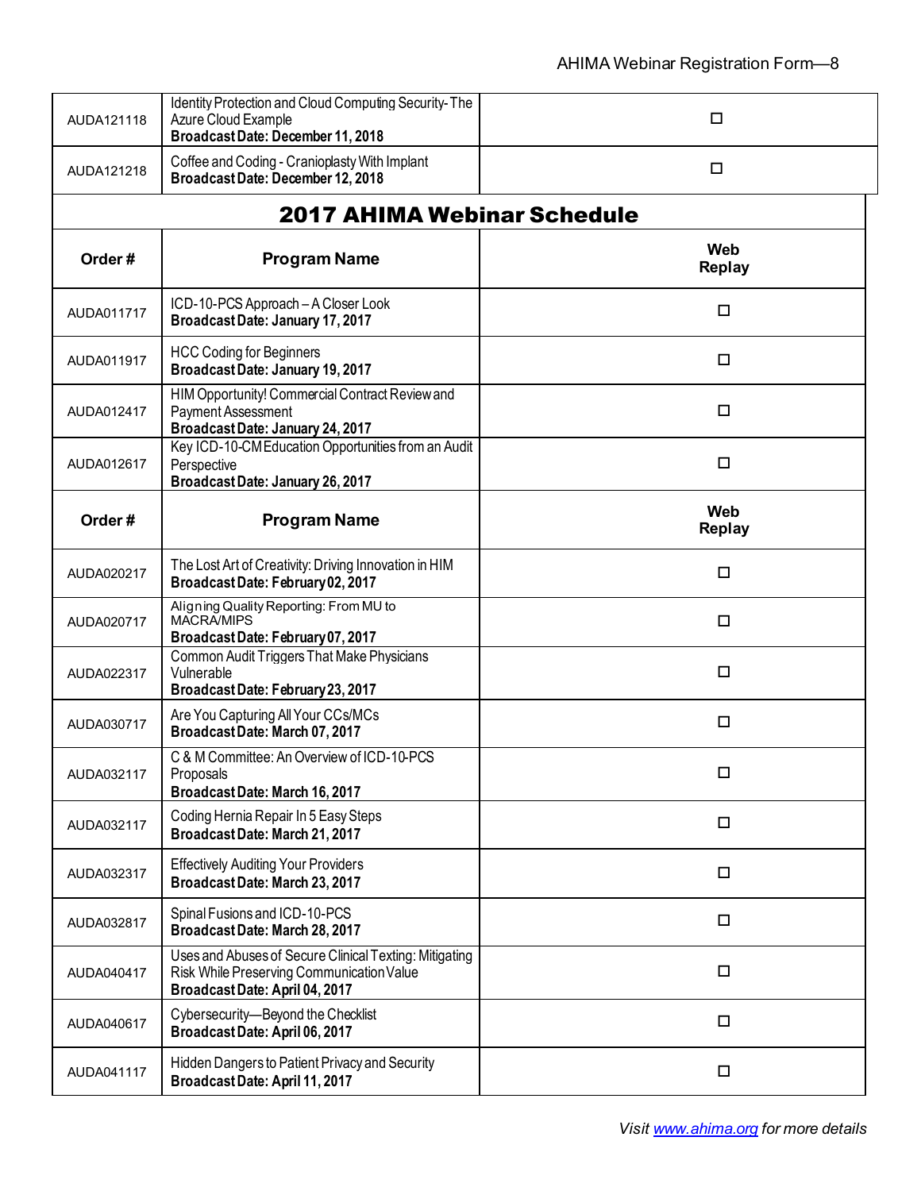| | | |
|---|---|---|
| AUDA121118 | Identity Protection and Cloud Computing Security- The Azure Cloud Example<br>**Broadcast Date: December 11, 2018** | ☐ |
| AUDA121218 | Coffee and Coding - Cranioplasty With Implant<br>**Broadcast Date: December 12, 2018** | ☐ |

## 2017 AHIMA Webinar Schedule

| Order # | Program Name | Web Replay |
|---|---|---|
| AUDA011717 | ICD-10-PCS Approach – A Closer Look<br>**Broadcast Date: January 17, 2017** | ☐ |
| AUDA011917 | HCC Coding for Beginners<br>**Broadcast Date: January 19, 2017** | ☐ |
| AUDA012417 | HIM Opportunity! Commercial Contract Review and Payment Assessment<br>**Broadcast Date: January 24, 2017** | ☐ |
| AUDA012617 | Key ICD-10-CM Education Opportunities from an Audit Perspective<br>**Broadcast Date: January 26, 2017** | ☐ |
| **Order #** | **Program Name** | **Web Replay** |
| AUDA020217 | The Lost Art of Creativity: Driving Innovation in HIM<br>**Broadcast Date: February 02, 2017** | ☐ |
| AUDA020717 | Aligning Quality Reporting: From MU to MACRA/MIPS<br>**Broadcast Date: February 07, 2017** | ☐ |
| AUDA022317 | Common Audit Triggers That Make Physicians Vulnerable<br>**Broadcast Date: February 23, 2017** | ☐ |
| AUDA030717 | Are You Capturing All Your CCs/MCs<br>**Broadcast Date: March 07, 2017** | ☐ |
| AUDA032117 | C & M Committee: An Overview of ICD-10-PCS Proposals<br>**Broadcast Date: March 16, 2017** | ☐ |
| AUDA032117 | Coding Hernia Repair In 5 Easy Steps<br>**Broadcast Date: March 21, 2017** | ☐ |
| AUDA032317 | Effectively Auditing Your Providers<br>**Broadcast Date: March 23, 2017** | ☐ |
| AUDA032817 | Spinal Fusions and ICD-10-PCS<br>**Broadcast Date: March 28, 2017** | ☐ |
| AUDA040417 | Uses and Abuses of Secure Clinical Texting: Mitigating Risk While Preserving Communication Value<br>**Broadcast Date: April 04, 2017** | ☐ |
| AUDA040617 | Cybersecurity—Beyond the Checklist<br>**Broadcast Date: April 06, 2017** | ☐ |
| AUDA041117 | Hidden Dangers to Patient Privacy and Security<br>**Broadcast Date: April 11, 2017** | ☐ |

*Visit [www.ahima.org](http://www.ahima.org) for more details*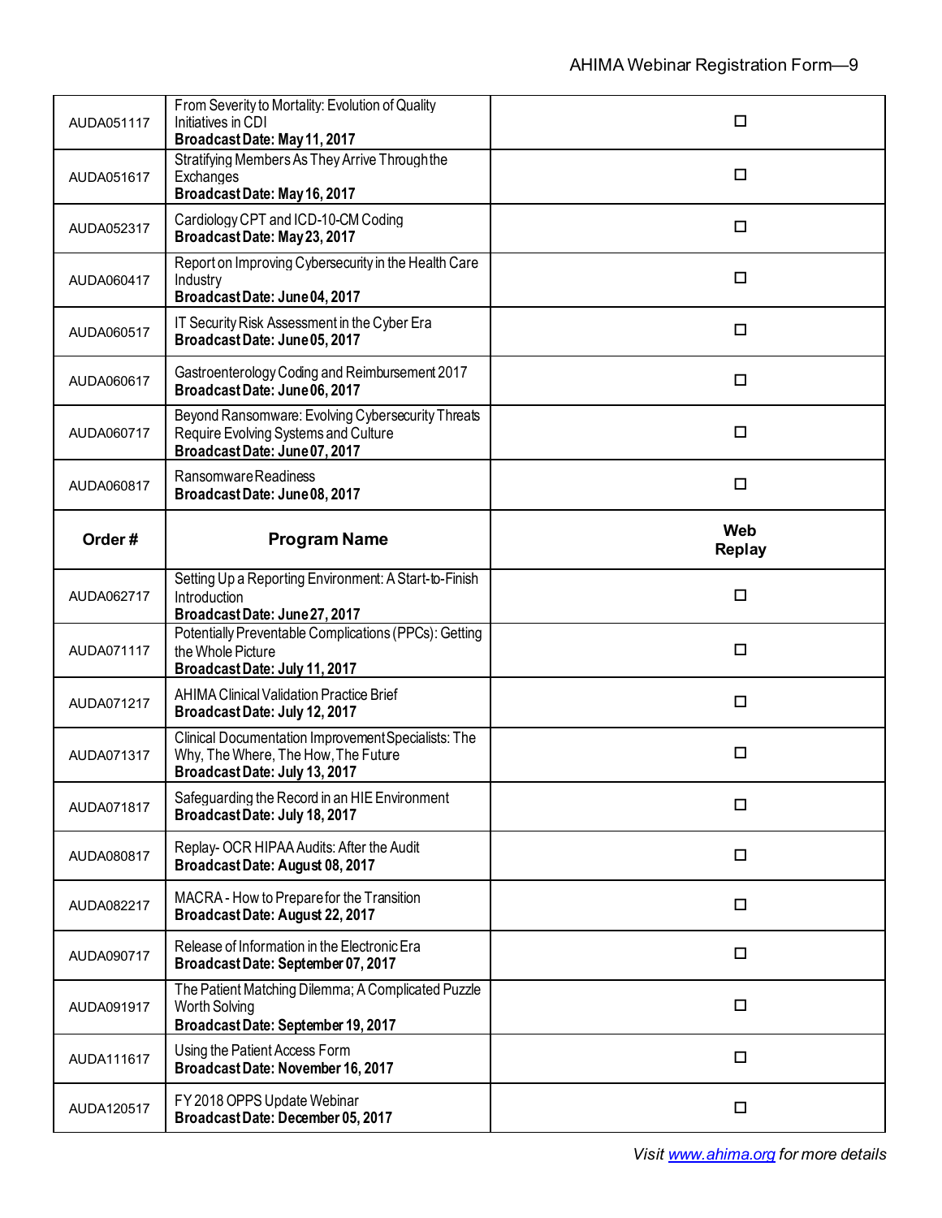| | | |
|---|---|---|
| AUDA051117 | From Severity to Mortality: Evolution of Quality Initiatives in CDI<br>**Broadcast Date: May 11, 2017** | ☐ |
| AUDA051617 | Stratifying Members As They Arrive Through the Exchanges<br>**Broadcast Date: May 16, 2017** | ☐ |
| AUDA052317 | Cardiology CPT and ICD-10-CM Coding<br>**Broadcast Date: May 23, 2017** | ☐ |
| AUDA060417 | Report on Improving Cybersecurity in the Health Care Industry<br>**Broadcast Date: June 04, 2017** | ☐ |
| AUDA060517 | IT Security Risk Assessment in the Cyber Era<br>**Broadcast Date: June 05, 2017** | ☐ |
| AUDA060617 | Gastroenterology Coding and Reimbursement 2017<br>**Broadcast Date: June 06, 2017** | ☐ |
| AUDA060717 | Beyond Ransomware: Evolving Cybersecurity Threats Require Evolving Systems and Culture<br>**Broadcast Date: June 07, 2017** | ☐ |
| AUDA060817 | Ransomware Readiness<br>**Broadcast Date: June 08, 2017** | ☐ |
| **Order #** | **Program Name** | **Web Replay** |
| AUDA062717 | Setting Up a Reporting Environment: A Start-to-Finish Introduction<br>**Broadcast Date: June 27, 2017** | ☐ |
| AUDA071117 | Potentially Preventable Complications (PPCs): Getting the Whole Picture<br>**Broadcast Date: July 11, 2017** | ☐ |
| AUDA071217 | AHIMA Clinical Validation Practice Brief<br>**Broadcast Date: July 12, 2017** | ☐ |
| AUDA071317 | Clinical Documentation Improvement Specialists: The Why, The Where, The How, The Future<br>**Broadcast Date: July 13, 2017** | ☐ |
| AUDA071817 | Safeguarding the Record in an HIE Environment<br>**Broadcast Date: July 18, 2017** | ☐ |
| AUDA080817 | Replay- OCR HIPAA Audits: After the Audit<br>**Broadcast Date: August 08, 2017** | ☐ |
| AUDA082217 | MACRA - How to Prepare for the Transition<br>**Broadcast Date: August 22, 2017** | ☐ |
| AUDA090717 | Release of Information in the Electronic Era<br>**Broadcast Date: September 07, 2017** | ☐ |
| AUDA091917 | The Patient Matching Dilemma; A Complicated Puzzle Worth Solving<br>**Broadcast Date: September 19, 2017** | ☐ |
| AUDA111617 | Using the Patient Access Form<br>**Broadcast Date: November 16, 2017** | ☐ |
| AUDA120517 | FY 2018 OPPS Update Webinar<br>**Broadcast Date: December 05, 2017** | ☐ |

*Visit [www.ahima.org](http://www.ahima.org) for more details*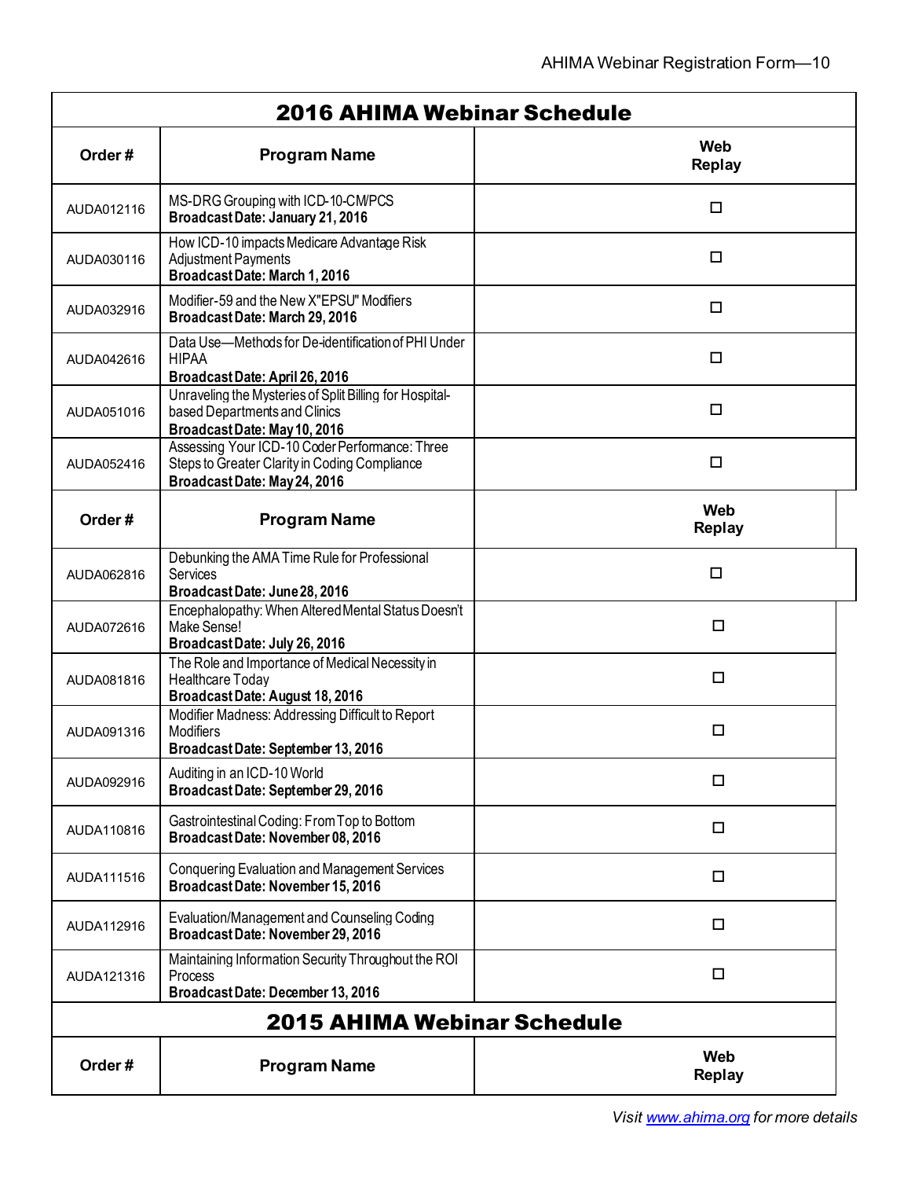## 2016 AHIMA Webinar Schedule

| Order # | Program Name | Web Replay |
|---|---|---|
| AUDA012116 | MS-DRG Grouping with ICD-10-CM/PCS **Broadcast Date: January 21, 2016** | ☐ |
| AUDA030116 | How ICD-10 impacts Medicare Advantage Risk Adjustment Payments **Broadcast Date: March 1, 2016** | ☐ |
| AUDA032916 | Modifier-59 and the New X"EPSU" Modifiers **Broadcast Date: March 29, 2016** | ☐ |
| AUDA042616 | Data Use—Methods for De-identification of PHI Under HIPAA **Broadcast Date: April 26, 2016** | ☐ |
| AUDA051016 | Unraveling the Mysteries of Split Billing for Hospital-based Departments and Clinics **Broadcast Date: May 10, 2016** | ☐ |
| AUDA052416 | Assessing Your ICD-10 Coder Performance: Three Steps to Greater Clarity in Coding Compliance **Broadcast Date: May 24, 2016** | ☐ |
| **Order #** | **Program Name** | **Web Replay** |
| AUDA062816 | Debunking the AMA Time Rule for Professional Services **Broadcast Date: June 28, 2016** | ☐ |
| AUDA072616 | Encephalopathy: When Altered Mental Status Doesn't Make Sense! **Broadcast Date: July 26, 2016** | ☐ |
| AUDA081816 | The Role and Importance of Medical Necessity in Healthcare Today **Broadcast Date: August 18, 2016** | ☐ |
| AUDA091316 | Modifier Madness: Addressing Difficult to Report Modifiers **Broadcast Date: September 13, 2016** | ☐ |
| AUDA092916 | Auditing in an ICD-10 World **Broadcast Date: September 29, 2016** | ☐ |
| AUDA110816 | Gastrointestinal Coding: From Top to Bottom **Broadcast Date: November 08, 2016** | ☐ |
| AUDA111516 | Conquering Evaluation and Management Services **Broadcast Date: November 15, 2016** | ☐ |
| AUDA112916 | Evaluation/Management and Counseling Coding **Broadcast Date: November 29, 2016** | ☐ |
| AUDA121316 | Maintaining Information Security Throughout the ROI Process **Broadcast Date: December 13, 2016** | ☐ |

## 2015 AHIMA Webinar Schedule

| Order # | Program Name | Web Replay |
|---|---|---|

*Visit www.ahima.org for more details*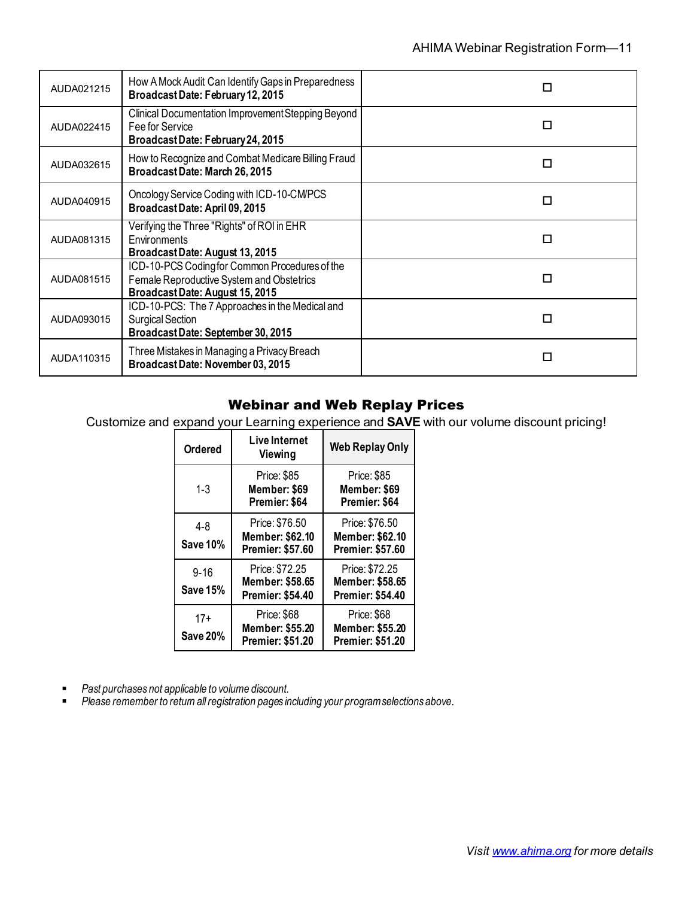| | | |
|---|---|---|
| AUDA021215 | How A Mock Audit Can Identify Gaps in Preparedness<br>**Broadcast Date: February 12, 2015** | ☐ |
| AUDA022415 | Clinical Documentation Improvement Stepping Beyond Fee for Service<br>**Broadcast Date: February 24, 2015** | ☐ |
| AUDA032615 | How to Recognize and Combat Medicare Billing Fraud<br>**Broadcast Date: March 26, 2015** | ☐ |
| AUDA040915 | Oncology Service Coding with ICD-10-CM/PCS<br>**Broadcast Date: April 09, 2015** | ☐ |
| AUDA081315 | Verifying the Three "Rights" of ROI in EHR Environments<br>**Broadcast Date: August 13, 2015** | ☐ |
| AUDA081515 | ICD-10-PCS Coding for Common Procedures of the Female Reproductive System and Obstetrics<br>**Broadcast Date: August 15, 2015** | ☐ |
| AUDA093015 | ICD-10-PCS: The 7 Approaches in the Medical and Surgical Section<br>**Broadcast Date: September 30, 2015** | ☐ |
| AUDA110315 | Three Mistakes in Managing a Privacy Breach<br>**Broadcast Date: November 03, 2015** | ☐ |

## Webinar and Web Replay Prices

Customize and expand your Learning experience and **SAVE** with our volume discount pricing!

| Ordered | Live Internet Viewing | Web Replay Only |
|---|---|---|
| 1-3 | Price: $85<br>**Member: $69**<br>**Premier: $64** | Price: $85<br>**Member: $69**<br>**Premier: $64** |
| 4-8<br>**Save 10%** | Price: $76.50<br>**Member: $62.10**<br>**Premier: $57.60** | Price: $76.50<br>**Member: $62.10**<br>**Premier: $57.60** |
| 9-16<br>**Save 15%** | Price: $72.25<br>**Member: $58.65**<br>**Premier: $54.40** | Price: $72.25<br>**Member: $58.65**<br>**Premier: $54.40** |
| 17+<br>**Save 20%** | Price: $68<br>**Member: $55.20**<br>**Premier: $51.20** | Price: $68<br>**Member: $55.20**<br>**Premier: $51.20** |

- *Past purchases not applicable to volume discount.*
- *Please remember to return all registration pages including your program selections above.*

*Visit [www.ahima.org](http://www.ahima.org) for more details*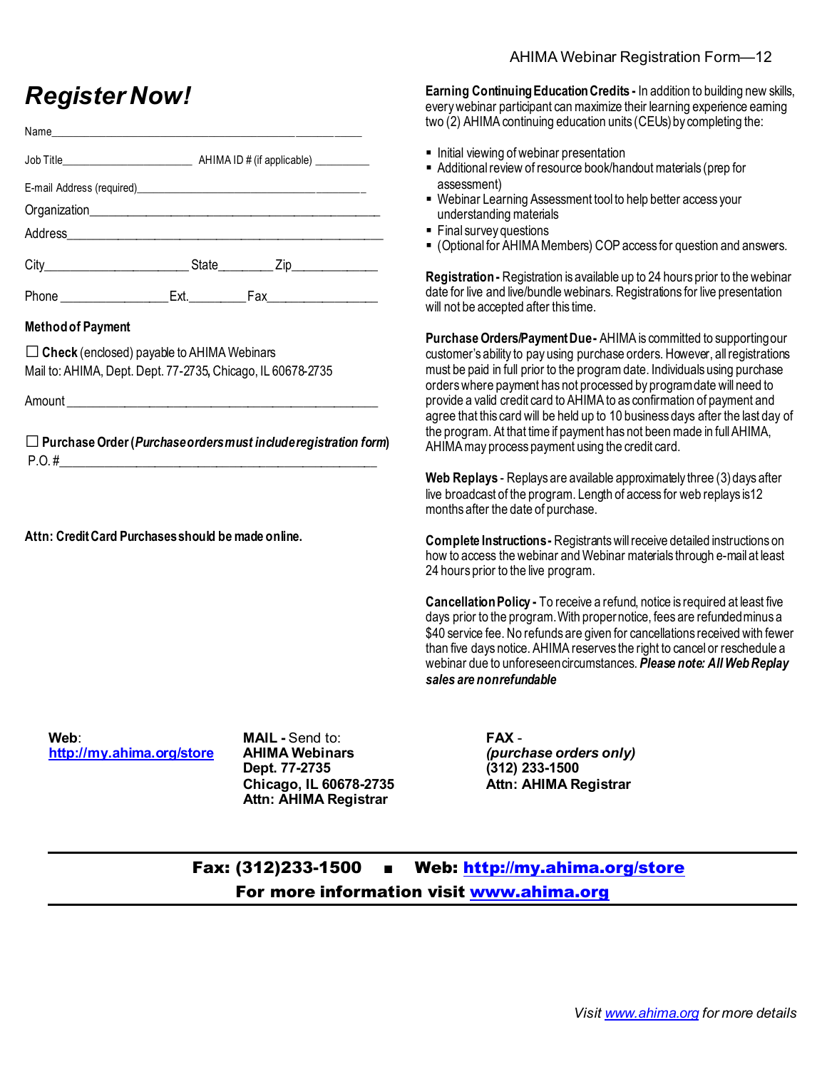# Register Now!

Name_______________________________________________

Job Title______________________ AHIMA ID # (if applicable) _________

E-mail Address (required)_______________________________________

Organization____________________________________________

Address_______________________________________________

City_____________________ State________ Zip____________

Phone ________________ Ext.________ Fax________________

**Method of Payment**

☐ **Check** (enclosed) payable to AHIMA Webinars
Mail to: AHIMA, Dept. Dept. 77-2735, Chicago, IL 60678-2735

Amount ___________________________________________

☐ **Purchase Order (*Purchase orders must include registration form*)**
P.O. #____________________________________________

**Attn: Credit Card Purchases should be made online.**

**Earning Continuing Education Credits -** In addition to building new skills, every webinar participant can maximize their learning experience earning two (2) AHIMA continuing education units (CEUs) by completing the:

- Initial viewing of webinar presentation
- Additional review of resource book/handout materials (prep for assessment)
- Webinar Learning Assessment tool to help better access your understanding materials
- Final survey questions
- (Optional for AHIMA Members) COP access for question and answers.

**Registration -** Registration is available up to 24 hours prior to the webinar date for live and live/bundle webinars. Registrations for live presentation will not be accepted after this time.

**Purchase Orders/Payment Due -** AHIMA is committed to supporting our customer's ability to pay using purchase orders. However, all registrations must be paid in full prior to the program date. Individuals using purchase orders where payment has not processed by program date will need to provide a valid credit card to AHIMA to as confirmation of payment and agree that this card will be held up to 10 business days after the last day of the program. At that time if payment has not been made in full AHIMA, AHIMA may process payment using the credit card.

**Web Replays** - Replays are available approximately three (3) days after live broadcast of the program. Length of access for web replays is12 months after the date of purchase.

**Complete Instructions -** Registrants will receive detailed instructions on how to access the webinar and Webinar materials through e-mail at least 24 hours prior to the live program.

**Cancellation Policy -** To receive a refund, notice is required at least five days prior to the program. With proper notice, fees are refunded minus a $40 service fee. No refunds are given for cancellations received with fewer than five days notice. AHIMA reserves the right to cancel or reschedule a webinar due to unforeseen circumstances. ***Please note: All Web Replay sales are nonrefundable***

**Web**:
**http://my.ahima.org/store**

**MAIL -** Send to:
**AHIMA Webinars**
**Dept. 77-2735**
**Chicago, IL 60678-2735**
**Attn: AHIMA Registrar**

**FAX** -
***(purchase orders only)***
**(312) 233-1500**
**Attn: AHIMA Registrar**

**Fax: (312)233-1500 ▪ Web: http://my.ahima.org/store**
**For more information visit www.ahima.org**

*Visit www.ahima.org for more details*